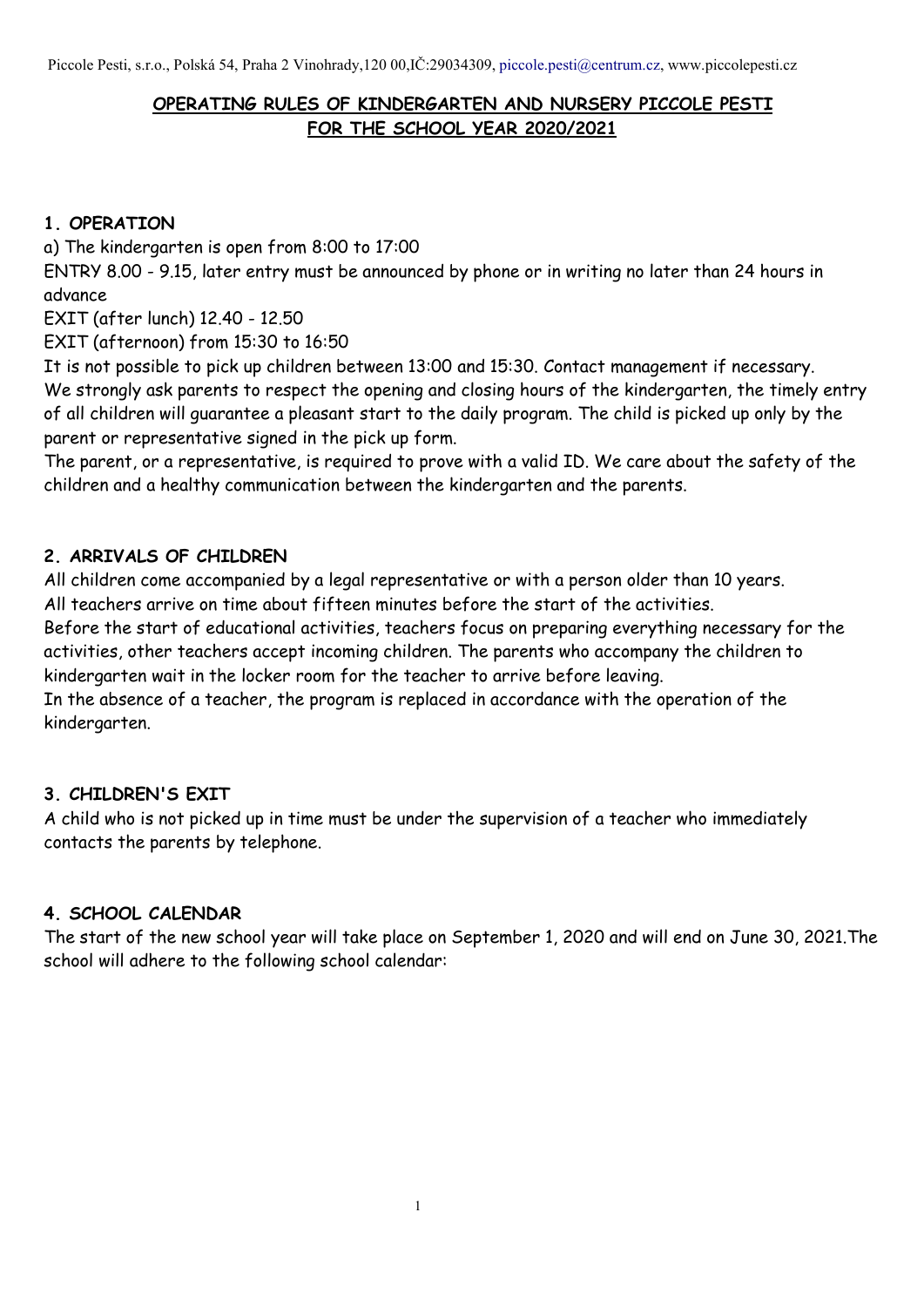# OPERATING RULES OF KINDERGARTEN AND NURSERY PICCOLE PESTI FOR THE SCHOOL YEAR 2020/2021

## 1. OPERATION

a) The kindergarten is open from 8:00 to 17:00

ENTRY 8.00 - 9.15, later entry must be announced by phone or in writing no later than 24 hours in advance

EXIT (after lunch) 12.40 - 12.50

EXIT (afternoon) from 15:30 to 16:50

It is not possible to pick up children between 13:00 and 15:30. Contact management if necessary.

We strongly ask parents to respect the opening and closing hours of the kindergarten, the timely entry of all children will guarantee a pleasant start to the daily program. The child is picked up only by the parent or representative signed in the pick up form.

The parent, or a representative, is required to prove with a valid ID. We care about the safety of the children and a healthy communication between the kindergarten and the parents.

## 2. ARRIVALS OF CHILDREN

All children come accompanied by a legal representative or with a person older than 10 years.

All teachers arrive on time about fifteen minutes before the start of the activities.

Before the start of educational activities, teachers focus on preparing everything necessary for the activities, other teachers accept incoming children. The parents who accompany the children to kindergarten wait in the locker room for the teacher to arrive before leaving.

In the absence of a teacher, the program is replaced in accordance with the operation of the kindergarten.

## 3. CHILDREN'S EXIT

A child who is not picked up in time must be under the supervision of a teacher who immediately contacts the parents by telephone.

## 4. SCHOOL CALENDAR

The start of the new school year will take place on September 1, 2020 and will end on June 30, 2021.The school will adhere to the following school calendar: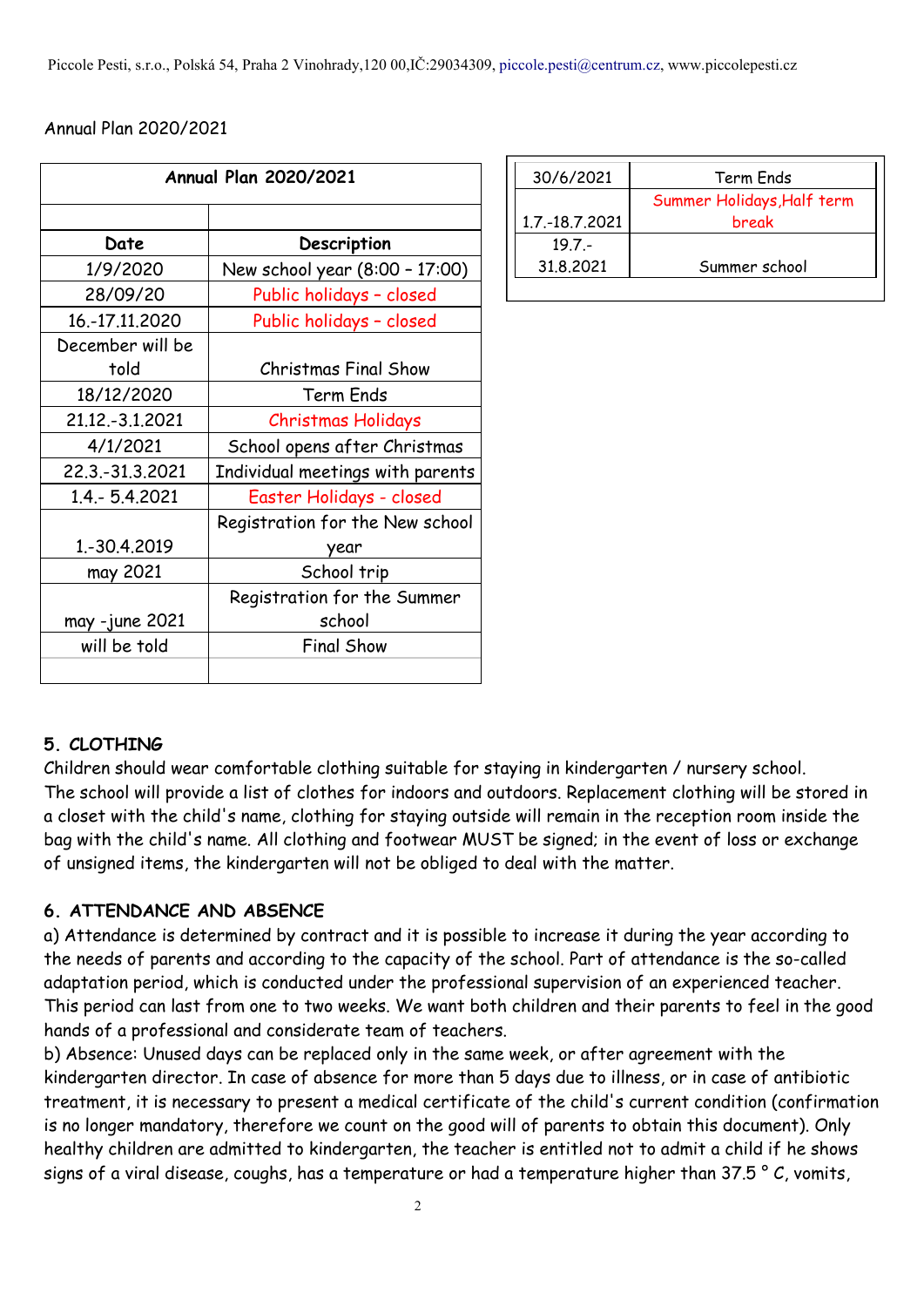Annual Plan 2020/2021

| Annual Plan 2020/2021 | |
|---|---|
| | |
| **Date** | **Description** |
| 1/9/2020 | New school year (8:00 – 17:00) |
| 28/09/20 | Public holidays – closed |
| 16.-17.11.2020 | Public holidays – closed |
| December will be told | Christmas Final Show |
| 18/12/2020 | Term Ends |
| 21.12.-3.1.2021 | Christmas Holidays |
| 4/1/2021 | School opens after Christmas |
| 22.3.-31.3.2021 | Individual meetings with parents |
| 1.4.- 5.4.2021 | Easter Holidays - closed |
| 1.-30.4.2019 | Registration for the New school year |
| may 2021 | School trip |
| may -june 2021 | Registration for the Summer school |
| will be told | Final Show |
| | |
| 30/6/2021 | Term Ends |
| 1.7.-18.7.2021 | Summer Holidays,Half term break |
| 19.7.-31.8.2021 | Summer school |

## 5. CLOTHING

Children should wear comfortable clothing suitable for staying in kindergarten / nursery school. The school will provide a list of clothes for indoors and outdoors. Replacement clothing will be stored in a closet with the child's name, clothing for staying outside will remain in the reception room inside the bag with the child's name. All clothing and footwear MUST be signed; in the event of loss or exchange of unsigned items, the kindergarten will not be obliged to deal with the matter.

## 6. ATTENDANCE AND ABSENCE

a) Attendance is determined by contract and it is possible to increase it during the year according to the needs of parents and according to the capacity of the school. Part of attendance is the so-called adaptation period, which is conducted under the professional supervision of an experienced teacher. This period can last from one to two weeks. We want both children and their parents to feel in the good hands of a professional and considerate team of teachers.

b) Absence: Unused days can be replaced only in the same week, or after agreement with the kindergarten director. In case of absence for more than 5 days due to illness, or in case of antibiotic treatment, it is necessary to present a medical certificate of the child's current condition (confirmation is no longer mandatory, therefore we count on the good will of parents to obtain this document). Only healthy children are admitted to kindergarten, the teacher is entitled not to admit a child if he shows signs of a viral disease, coughs, has a temperature or had a temperature higher than 37.5 ° C, vomits,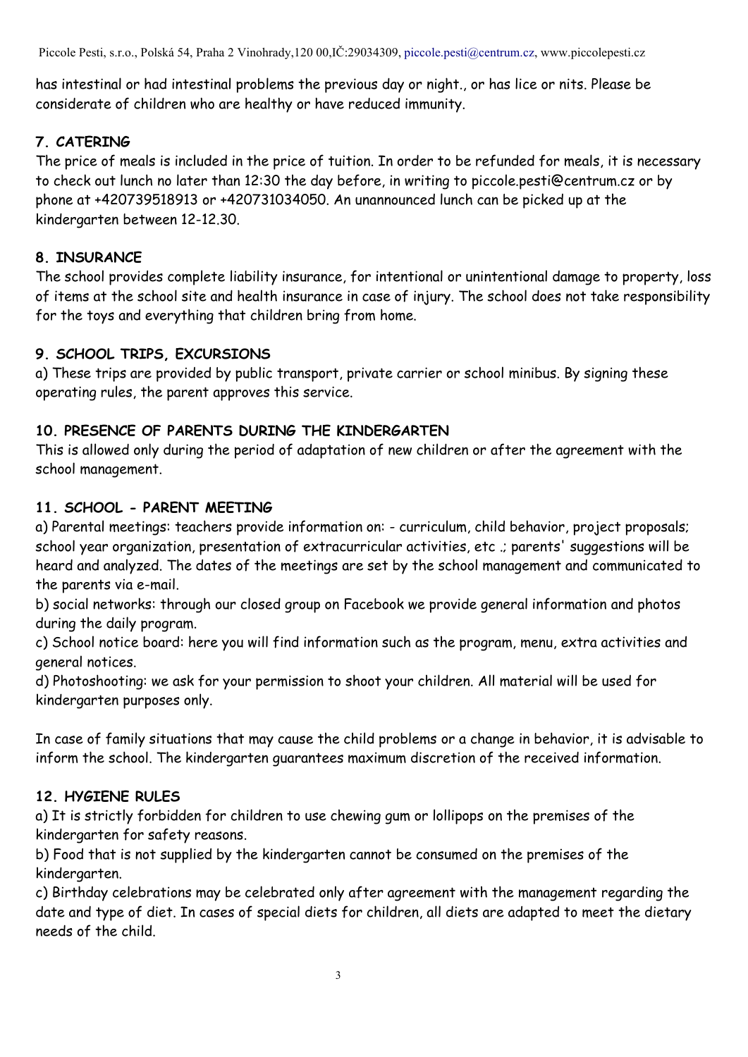has intestinal or had intestinal problems the previous day or night., or has lice or nits. Please be considerate of children who are healthy or have reduced immunity.

**7. CATERING**

The price of meals is included in the price of tuition. In order to be refunded for meals, it is necessary to check out lunch no later than 12:30 the day before, in writing to piccole.pesti@centrum.cz or by phone at +420739518913 or +420731034050. An unannounced lunch can be picked up at the kindergarten between 12-12.30.

**8. INSURANCE**

The school provides complete liability insurance, for intentional or unintentional damage to property, loss of items at the school site and health insurance in case of injury. The school does not take responsibility for the toys and everything that children bring from home.

**9. SCHOOL TRIPS, EXCURSIONS**

a) These trips are provided by public transport, private carrier or school minibus. By signing these operating rules, the parent approves this service.

**10. PRESENCE OF PARENTS DURING THE KINDERGARTEN**

This is allowed only during the period of adaptation of new children or after the agreement with the school management.

**11. SCHOOL - PARENT MEETING**

a) Parental meetings: teachers provide information on: - curriculum, child behavior, project proposals; school year organization, presentation of extracurricular activities, etc .; parents' suggestions will be heard and analyzed. The dates of the meetings are set by the school management and communicated to the parents via e-mail.

b) social networks: through our closed group on Facebook we provide general information and photos during the daily program.

c) School notice board: here you will find information such as the program, menu, extra activities and general notices.

d) Photoshooting: we ask for your permission to shoot your children. All material will be used for kindergarten purposes only.

In case of family situations that may cause the child problems or a change in behavior, it is advisable to inform the school. The kindergarten guarantees maximum discretion of the received information.

**12. HYGIENE RULES**

a) It is strictly forbidden for children to use chewing gum or lollipops on the premises of the kindergarten for safety reasons.

b) Food that is not supplied by the kindergarten cannot be consumed on the premises of the kindergarten.

c) Birthday celebrations may be celebrated only after agreement with the management regarding the date and type of diet. In cases of special diets for children, all diets are adapted to meet the dietary needs of the child.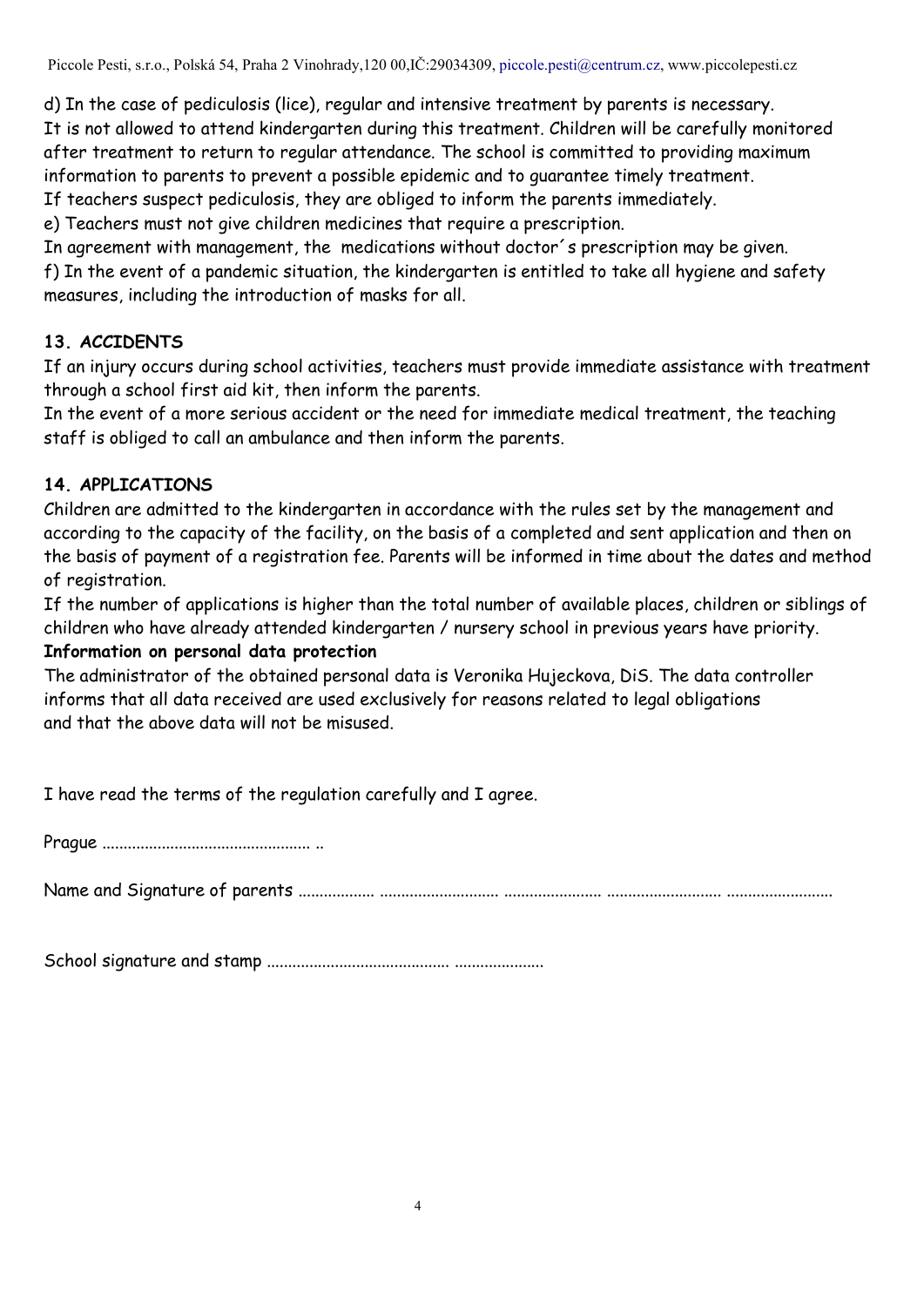d) In the case of pediculosis (lice), regular and intensive treatment by parents is necessary.
It is not allowed to attend kindergarten during this treatment. Children will be carefully monitored after treatment to return to regular attendance. The school is committed to providing maximum information to parents to prevent a possible epidemic and to guarantee timely treatment.
If teachers suspect pediculosis, they are obliged to inform the parents immediately.
e) Teachers must not give children medicines that require a prescription.
In agreement with management, the medications without doctor´s prescription may be given.
f) In the event of a pandemic situation, the kindergarten is entitled to take all hygiene and safety measures, including the introduction of masks for all.

## 13. ACCIDENTS

If an injury occurs during school activities, teachers must provide immediate assistance with treatment through a school first aid kit, then inform the parents.
In the event of a more serious accident or the need for immediate medical treatment, the teaching staff is obliged to call an ambulance and then inform the parents.

## 14. APPLICATIONS

Children are admitted to the kindergarten in accordance with the rules set by the management and according to the capacity of the facility, on the basis of a completed and sent application and then on the basis of payment of a registration fee. Parents will be informed in time about the dates and method of registration.
If the number of applications is higher than the total number of available places, children or siblings of children who have already attended kindergarten / nursery school in previous years have priority.

**Information on personal data protection**

The administrator of the obtained personal data is Veronika Hujeckova, DiS. The data controller informs that all data received are used exclusively for reasons related to legal obligations and that the above data will not be misused.

I have read the terms of the regulation carefully and I agree.

Prague ................................................ ..

Name and Signature of parents ................. ........................... ...................... .......................... ........................

School signature and stamp .......................................... ....................